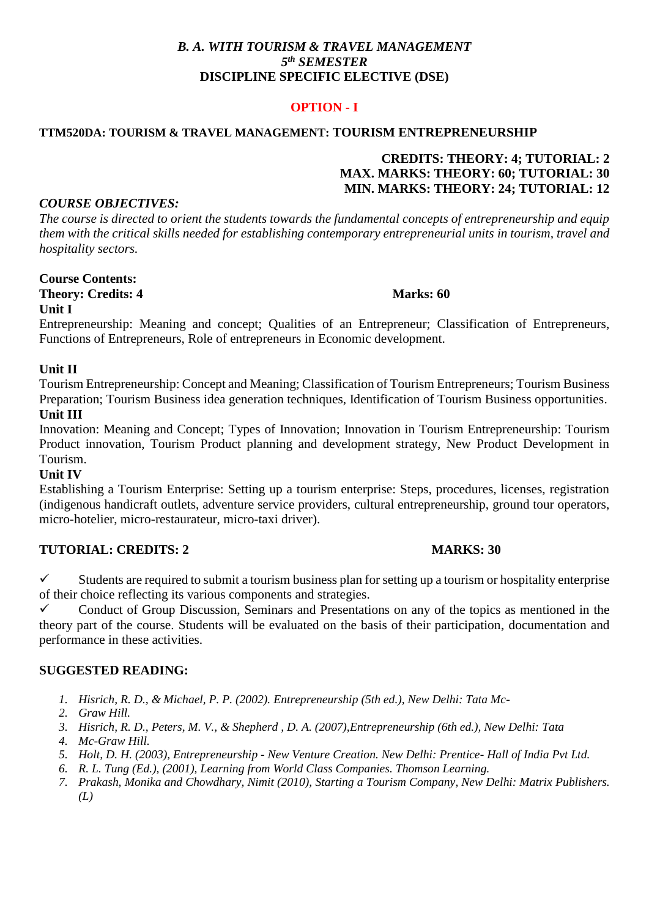***B. A. WITH TOURISM & TRAVEL MANAGEMENT***
***5th SEMESTER***
**DISCIPLINE SPECIFIC ELECTIVE (DSE)**

**OPTION - I**

**TTM520DA: TOURISM & TRAVEL MANAGEMENT: TOURISM ENTREPRENEURSHIP**

**CREDITS: THEORY: 4; TUTORIAL: 2**
**MAX. MARKS: THEORY: 60; TUTORIAL: 30**
**MIN. MARKS: THEORY: 24; TUTORIAL: 12**

***COURSE OBJECTIVES:***

*The course is directed to orient the students towards the fundamental concepts of entrepreneurship and equip them with the critical skills needed for establishing contemporary entrepreneurial units in tourism, travel and hospitality sectors.*

**Course Contents:**

**Theory: Credits: 4** **Marks: 60**

**Unit I**

Entrepreneurship: Meaning and concept; Qualities of an Entrepreneur; Classification of Entrepreneurs, Functions of Entrepreneurs, Role of entrepreneurs in Economic development.

**Unit II**

Tourism Entrepreneurship: Concept and Meaning; Classification of Tourism Entrepreneurs; Tourism Business Preparation; Tourism Business idea generation techniques, Identification of Tourism Business opportunities.

**Unit III**

Innovation: Meaning and Concept; Types of Innovation; Innovation in Tourism Entrepreneurship: Tourism Product innovation, Tourism Product planning and development strategy, New Product Development in Tourism.

**Unit IV**

Establishing a Tourism Enterprise: Setting up a tourism enterprise: Steps, procedures, licenses, registration (indigenous handicraft outlets, adventure service providers, cultural entrepreneurship, ground tour operators, micro-hotelier, micro-restaurateur, micro-taxi driver).

**TUTORIAL: CREDITS: 2** **MARKS: 30**

- ✓ Students are required to submit a tourism business plan for setting up a tourism or hospitality enterprise of their choice reflecting its various components and strategies.
- ✓ Conduct of Group Discussion, Seminars and Presentations on any of the topics as mentioned in the theory part of the course. Students will be evaluated on the basis of their participation, documentation and performance in these activities.

**SUGGESTED READING:**

1. *Hisrich, R. D., & Michael, P. P. (2002). Entrepreneurship (5th ed.), New Delhi: Tata Mc-*
2. *Graw Hill.*
3. *Hisrich, R. D., Peters, M. V., & Shepherd , D. A. (2007),Entrepreneurship (6th ed.), New Delhi: Tata*
4. *Mc-Graw Hill.*
5. *Holt, D. H. (2003), Entrepreneurship - New Venture Creation. New Delhi: Prentice- Hall of India Pvt Ltd.*
6. *R. L. Tung (Ed.), (2001), Learning from World Class Companies. Thomson Learning.*
7. *Prakash, Monika and Chowdhary, Nimit (2010), Starting a Tourism Company, New Delhi: Matrix Publishers. (L)*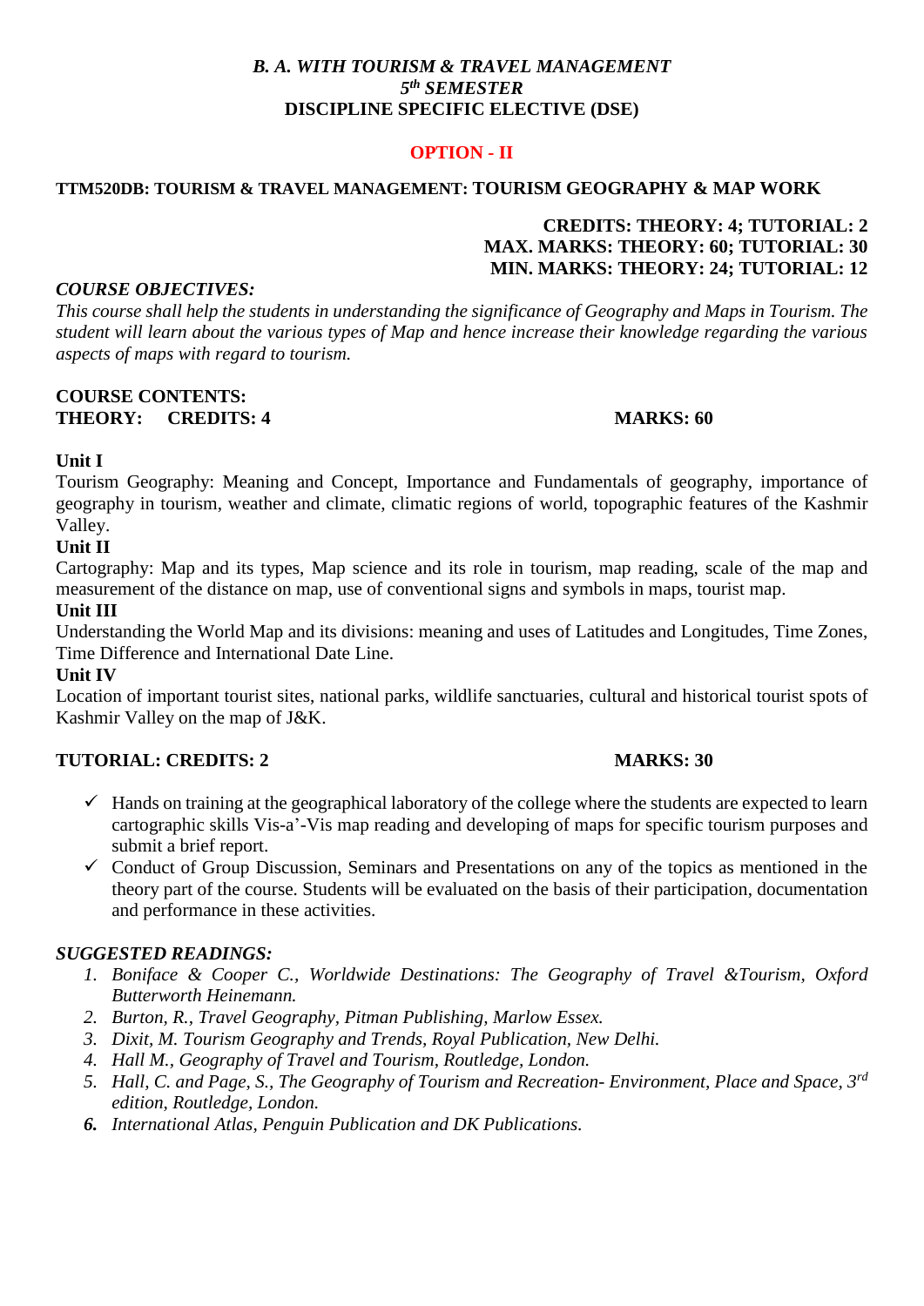***B. A. WITH TOURISM & TRAVEL MANAGEMENT***
***5th SEMESTER***
**DISCIPLINE SPECIFIC ELECTIVE (DSE)**

**OPTION - II**

**TTM520DB: TOURISM & TRAVEL MANAGEMENT: TOURISM GEOGRAPHY & MAP WORK**

**CREDITS: THEORY: 4; TUTORIAL: 2**
**MAX. MARKS: THEORY: 60; TUTORIAL: 30**
**MIN. MARKS: THEORY: 24; TUTORIAL: 12**

***COURSE OBJECTIVES:***

*This course shall help the students in understanding the significance of Geography and Maps in Tourism. The student will learn about the various types of Map and hence increase their knowledge regarding the various aspects of maps with regard to tourism.*

**COURSE CONTENTS:**
**THEORY: CREDITS: 4 MARKS: 60**

**Unit I**

Tourism Geography: Meaning and Concept, Importance and Fundamentals of geography, importance of geography in tourism, weather and climate, climatic regions of world, topographic features of the Kashmir Valley.

**Unit II**

Cartography: Map and its types, Map science and its role in tourism, map reading, scale of the map and measurement of the distance on map, use of conventional signs and symbols in maps, tourist map.

**Unit III**

Understanding the World Map and its divisions: meaning and uses of Latitudes and Longitudes, Time Zones, Time Difference and International Date Line.

**Unit IV**

Location of important tourist sites, national parks, wildlife sanctuaries, cultural and historical tourist spots of Kashmir Valley on the map of J&K.

**TUTORIAL: CREDITS: 2 MARKS: 30**

- ✓ Hands on training at the geographical laboratory of the college where the students are expected to learn cartographic skills Vis-a'-Vis map reading and developing of maps for specific tourism purposes and submit a brief report.
- ✓ Conduct of Group Discussion, Seminars and Presentations on any of the topics as mentioned in the theory part of the course. Students will be evaluated on the basis of their participation, documentation and performance in these activities.

***SUGGESTED READINGS:***

1. *Boniface & Cooper C., Worldwide Destinations: The Geography of Travel &Tourism, Oxford Butterworth Heinemann.*
2. *Burton, R., Travel Geography, Pitman Publishing, Marlow Essex.*
3. *Dixit, M. Tourism Geography and Trends, Royal Publication, New Delhi.*
4. *Hall M., Geography of Travel and Tourism, Routledge, London.*
5. *Hall, C. and Page, S., The Geography of Tourism and Recreation- Environment, Place and Space, 3rd edition, Routledge, London.*
6. *International Atlas, Penguin Publication and DK Publications.*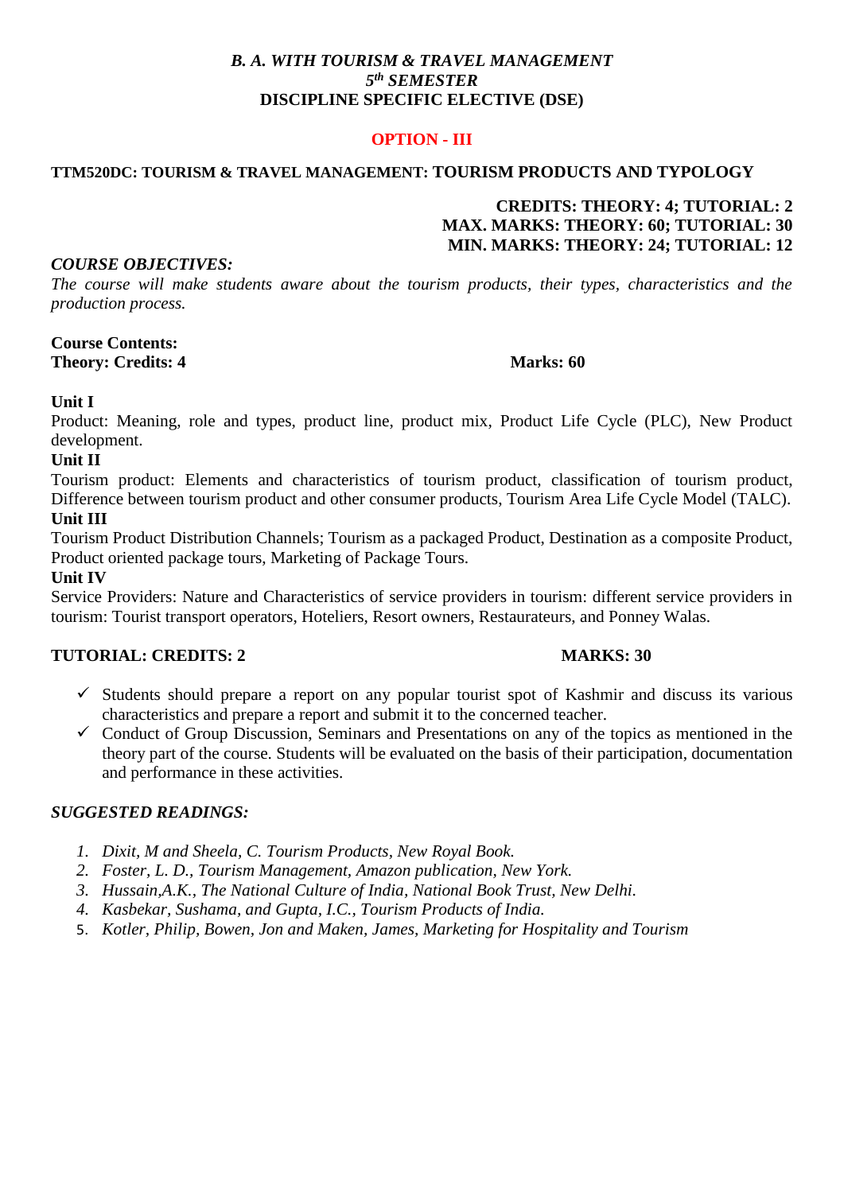***B. A. WITH TOURISM & TRAVEL MANAGEMENT***
***5th SEMESTER***
**DISCIPLINE SPECIFIC ELECTIVE (DSE)**

## OPTION - III

### TTM520DC: TOURISM & TRAVEL MANAGEMENT: TOURISM PRODUCTS AND TYPOLOGY

**CREDITS: THEORY: 4; TUTORIAL: 2**
**MAX. MARKS: THEORY: 60; TUTORIAL: 30**
**MIN. MARKS: THEORY: 24; TUTORIAL: 12**

***COURSE OBJECTIVES:***

*The course will make students aware about the tourism products, their types, characteristics and the production process.*

**Course Contents:**
**Theory: Credits: 4** **Marks: 60**

**Unit I**

Product: Meaning, role and types, product line, product mix, Product Life Cycle (PLC), New Product development.

**Unit II**

Tourism product: Elements and characteristics of tourism product, classification of tourism product, Difference between tourism product and other consumer products, Tourism Area Life Cycle Model (TALC).

**Unit III**

Tourism Product Distribution Channels; Tourism as a packaged Product, Destination as a composite Product, Product oriented package tours, Marketing of Package Tours.

**Unit IV**

Service Providers: Nature and Characteristics of service providers in tourism: different service providers in tourism: Tourist transport operators, Hoteliers, Resort owners, Restaurateurs, and Ponney Walas.

**TUTORIAL: CREDITS: 2** **MARKS: 30**

- ✓ Students should prepare a report on any popular tourist spot of Kashmir and discuss its various characteristics and prepare a report and submit it to the concerned teacher.
- ✓ Conduct of Group Discussion, Seminars and Presentations on any of the topics as mentioned in the theory part of the course. Students will be evaluated on the basis of their participation, documentation and performance in these activities.

***SUGGESTED READINGS:***

1. *Dixit, M and Sheela, C. Tourism Products, New Royal Book.*
2. *Foster, L. D., Tourism Management, Amazon publication, New York.*
3. *Hussain,A.K., The National Culture of India, National Book Trust, New Delhi.*
4. *Kasbekar, Sushama, and Gupta, I.C., Tourism Products of India.*
5. *Kotler, Philip, Bowen, Jon and Maken, James, Marketing for Hospitality and Tourism*